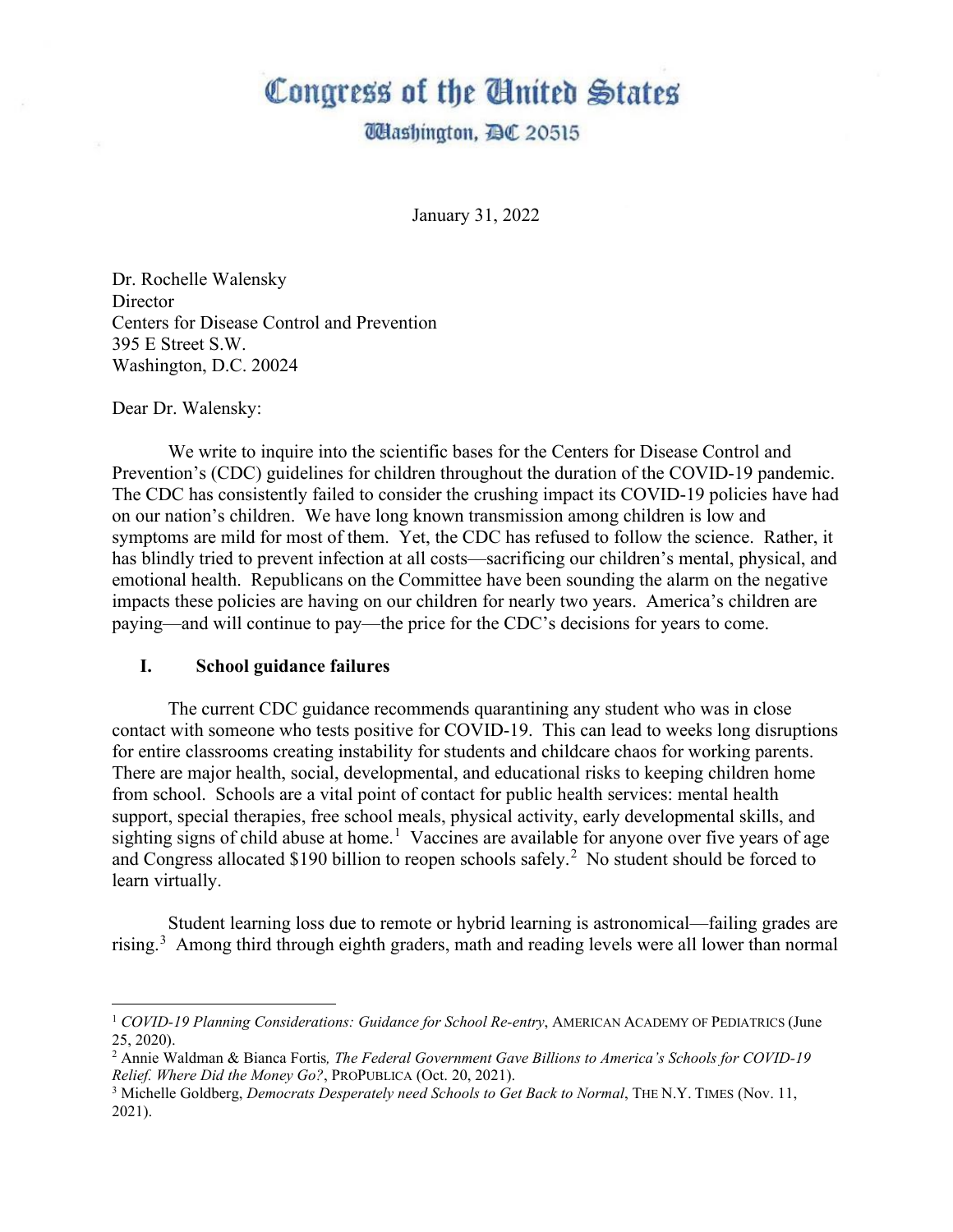# Congress of the United States

## Washington, DC 20515

January 31, 2022

Dr. Rochelle Walensky
Director
Centers for Disease Control and Prevention
395 E Street S.W.
Washington, D.C. 20024

Dear Dr. Walensky:

We write to inquire into the scientific bases for the Centers for Disease Control and Prevention's (CDC) guidelines for children throughout the duration of the COVID-19 pandemic. The CDC has consistently failed to consider the crushing impact its COVID-19 policies have had on our nation's children. We have long known transmission among children is low and symptoms are mild for most of them. Yet, the CDC has refused to follow the science. Rather, it has blindly tried to prevent infection at all costs—sacrificing our children's mental, physical, and emotional health. Republicans on the Committee have been sounding the alarm on the negative impacts these policies are having on our children for nearly two years. America's children are paying—and will continue to pay—the price for the CDC's decisions for years to come.

### I. School guidance failures

The current CDC guidance recommends quarantining any student who was in close contact with someone who tests positive for COVID-19. This can lead to weeks long disruptions for entire classrooms creating instability for students and childcare chaos for working parents. There are major health, social, developmental, and educational risks to keeping children home from school. Schools are a vital point of contact for public health services: mental health support, special therapies, free school meals, physical activity, early developmental skills, and sighting signs of child abuse at home.[1] Vaccines are available for anyone over five years of age and Congress allocated $190 billion to reopen schools safely.[2] No student should be forced to learn virtually.

Student learning loss due to remote or hybrid learning is astronomical—failing grades are rising.[3] Among third through eighth graders, math and reading levels were all lower than normal

---

[1] *COVID-19 Planning Considerations: Guidance for School Re-entry*, AMERICAN ACADEMY OF PEDIATRICS (June 25, 2020).

[2] Annie Waldman & Bianca Fortis, *The Federal Government Gave Billions to America's Schools for COVID-19 Relief. Where Did the Money Go?*, PROPUBLICA (Oct. 20, 2021).

[3] Michelle Goldberg, *Democrats Desperately need Schools to Get Back to Normal*, THE N.Y. TIMES (Nov. 11, 2021).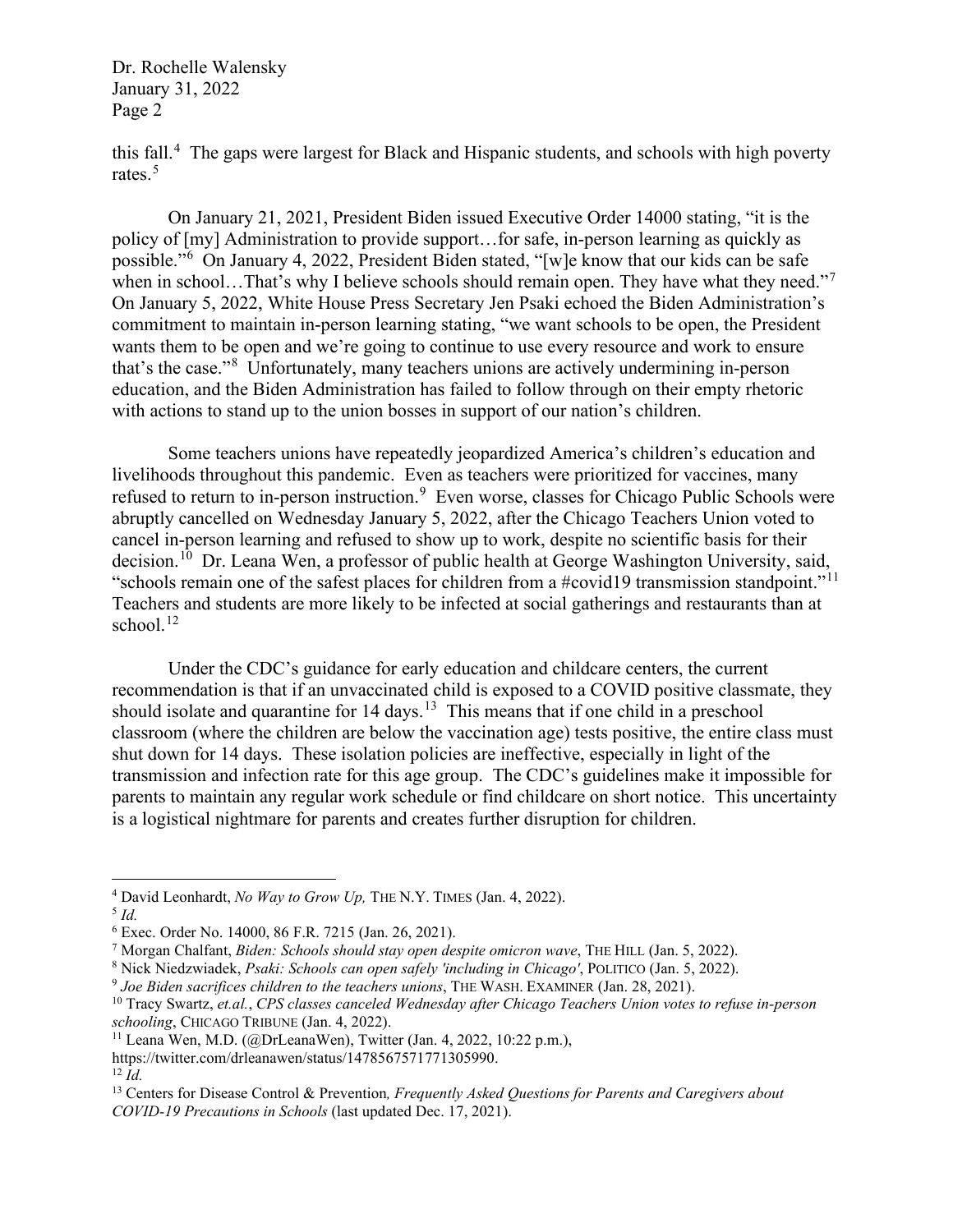this fall.[4] The gaps were largest for Black and Hispanic students, and schools with high poverty rates.[5]

On January 21, 2021, President Biden issued Executive Order 14000 stating, "it is the policy of [my] Administration to provide support…for safe, in-person learning as quickly as possible."[6] On January 4, 2022, President Biden stated, "[w]e know that our kids can be safe when in school…That's why I believe schools should remain open. They have what they need."[7] On January 5, 2022, White House Press Secretary Jen Psaki echoed the Biden Administration's commitment to maintain in-person learning stating, "we want schools to be open, the President wants them to be open and we're going to continue to use every resource and work to ensure that's the case."[8] Unfortunately, many teachers unions are actively undermining in-person education, and the Biden Administration has failed to follow through on their empty rhetoric with actions to stand up to the union bosses in support of our nation's children.

Some teachers unions have repeatedly jeopardized America's children's education and livelihoods throughout this pandemic. Even as teachers were prioritized for vaccines, many refused to return to in-person instruction.[9] Even worse, classes for Chicago Public Schools were abruptly cancelled on Wednesday January 5, 2022, after the Chicago Teachers Union voted to cancel in-person learning and refused to show up to work, despite no scientific basis for their decision.[10] Dr. Leana Wen, a professor of public health at George Washington University, said, "schools remain one of the safest places for children from a #covid19 transmission standpoint."[11] Teachers and students are more likely to be infected at social gatherings and restaurants than at school.[12]

Under the CDC's guidance for early education and childcare centers, the current recommendation is that if an unvaccinated child is exposed to a COVID positive classmate, they should isolate and quarantine for 14 days.[13] This means that if one child in a preschool classroom (where the children are below the vaccination age) tests positive, the entire class must shut down for 14 days. These isolation policies are ineffective, especially in light of the transmission and infection rate for this age group. The CDC's guidelines make it impossible for parents to maintain any regular work schedule or find childcare on short notice. This uncertainty is a logistical nightmare for parents and creates further disruption for children.

---

[4] David Leonhardt, *No Way to Grow Up,* THE N.Y. TIMES (Jan. 4, 2022).

[5] *Id.*

[6] Exec. Order No. 14000, 86 F.R. 7215 (Jan. 26, 2021).

[7] Morgan Chalfant, *Biden: Schools should stay open despite omicron wave*, THE HILL (Jan. 5, 2022).

[8] Nick Niedzwiadek, *Psaki: Schools can open safely 'including in Chicago'*, POLITICO (Jan. 5, 2022).

[9] *Joe Biden sacrifices children to the teachers unions*, THE WASH. EXAMINER (Jan. 28, 2021).

[10] Tracy Swartz, *et.al.*, *CPS classes canceled Wednesday after Chicago Teachers Union votes to refuse in-person schooling*, CHICAGO TRIBUNE (Jan. 4, 2022).

[11] Leana Wen, M.D. (@DrLeanaWen), Twitter (Jan. 4, 2022, 10:22 p.m.), https://twitter.com/drleanawen/status/1478567571771305990.

[12] *Id.*

[13] Centers for Disease Control & Prevention*, Frequently Asked Questions for Parents and Caregivers about COVID-19 Precautions in Schools* (last updated Dec. 17, 2021).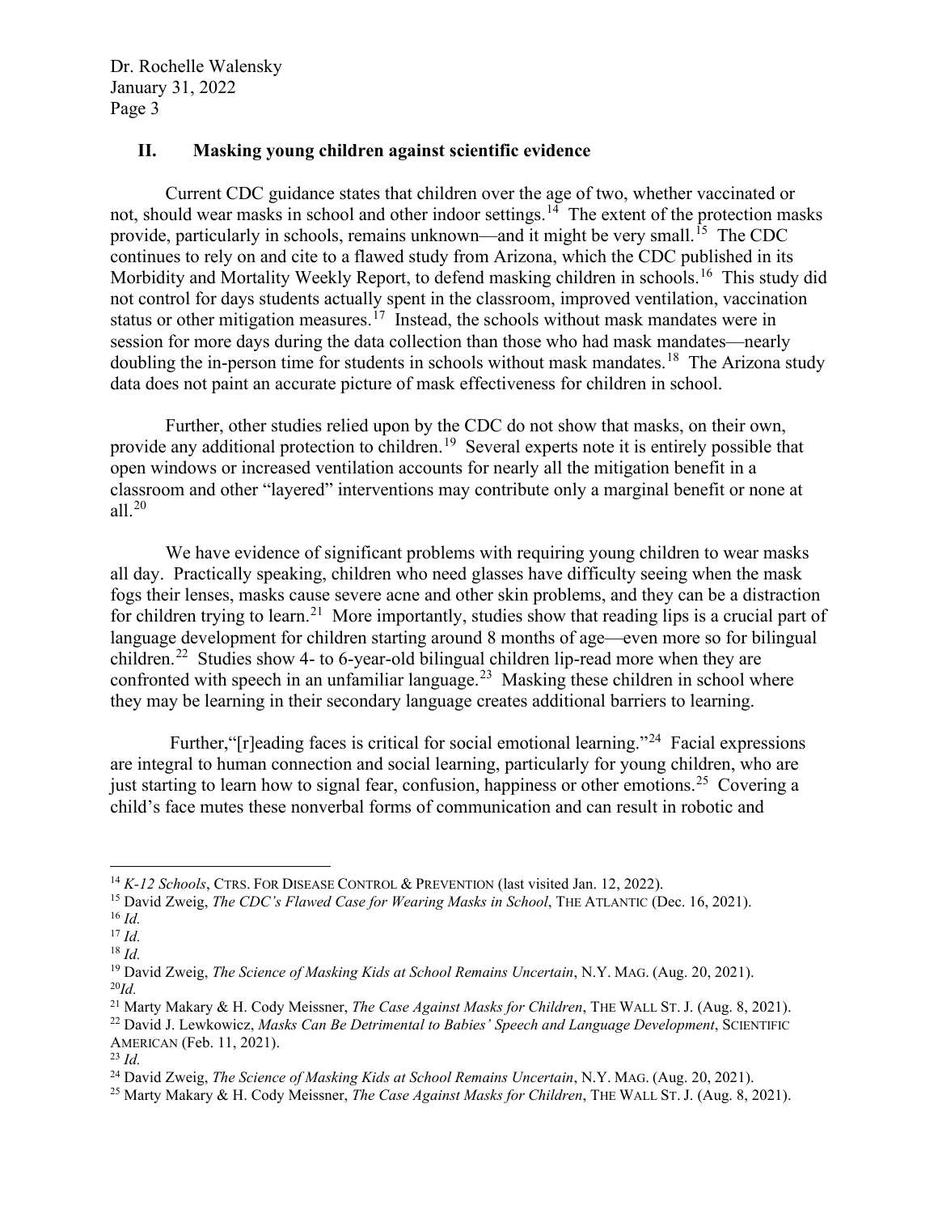## II. Masking young children against scientific evidence

Current CDC guidance states that children over the age of two, whether vaccinated or not, should wear masks in school and other indoor settings.[14] The extent of the protection masks provide, particularly in schools, remains unknown—and it might be very small.[15] The CDC continues to rely on and cite to a flawed study from Arizona, which the CDC published in its Morbidity and Mortality Weekly Report, to defend masking children in schools.[16] This study did not control for days students actually spent in the classroom, improved ventilation, vaccination status or other mitigation measures.[17] Instead, the schools without mask mandates were in session for more days during the data collection than those who had mask mandates—nearly doubling the in-person time for students in schools without mask mandates.[18] The Arizona study data does not paint an accurate picture of mask effectiveness for children in school.

Further, other studies relied upon by the CDC do not show that masks, on their own, provide any additional protection to children.[19] Several experts note it is entirely possible that open windows or increased ventilation accounts for nearly all the mitigation benefit in a classroom and other "layered" interventions may contribute only a marginal benefit or none at all.[20]

We have evidence of significant problems with requiring young children to wear masks all day. Practically speaking, children who need glasses have difficulty seeing when the mask fogs their lenses, masks cause severe acne and other skin problems, and they can be a distraction for children trying to learn.[21] More importantly, studies show that reading lips is a crucial part of language development for children starting around 8 months of age—even more so for bilingual children.[22] Studies show 4- to 6-year-old bilingual children lip-read more when they are confronted with speech in an unfamiliar language.[23] Masking these children in school where they may be learning in their secondary language creates additional barriers to learning.

Further, "[r]eading faces is critical for social emotional learning."[24] Facial expressions are integral to human connection and social learning, particularly for young children, who are just starting to learn how to signal fear, confusion, happiness or other emotions.[25] Covering a child's face mutes these nonverbal forms of communication and can result in robotic and

---

[14] *K-12 Schools*, CTRS. FOR DISEASE CONTROL & PREVENTION (last visited Jan. 12, 2022).

[15] David Zweig, *The CDC's Flawed Case for Wearing Masks in School*, THE ATLANTIC (Dec. 16, 2021).

[16] *Id.*

[17] *Id.*

[18] *Id.*

[19] David Zweig, *The Science of Masking Kids at School Remains Uncertain*, N.Y. MAG. (Aug. 20, 2021).

[20] *Id.*

[21] Marty Makary & H. Cody Meissner, *The Case Against Masks for Children*, THE WALL ST. J. (Aug. 8, 2021).

[22] David J. Lewkowicz, *Masks Can Be Detrimental to Babies' Speech and Language Development*, SCIENTIFIC AMERICAN (Feb. 11, 2021).

[23] *Id.*

[24] David Zweig, *The Science of Masking Kids at School Remains Uncertain*, N.Y. MAG. (Aug. 20, 2021).

[25] Marty Makary & H. Cody Meissner, *The Case Against Masks for Children*, THE WALL ST. J. (Aug. 8, 2021).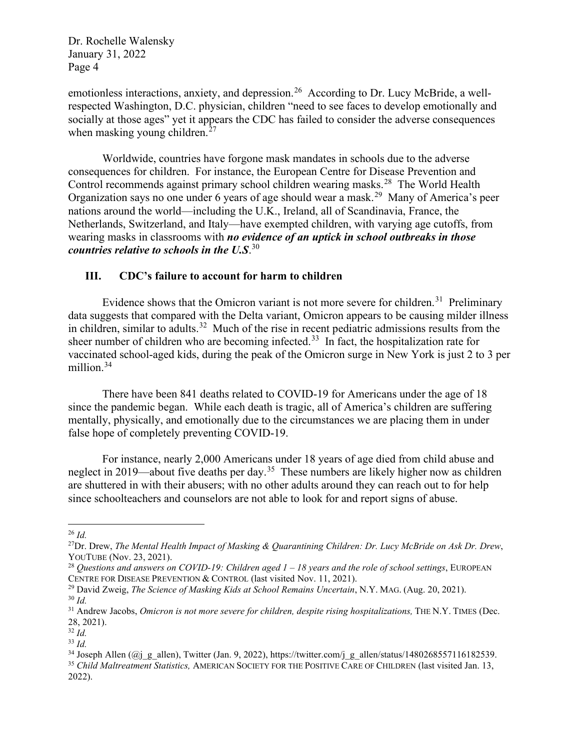emotionless interactions, anxiety, and depression.[26] According to Dr. Lucy McBride, a well-respected Washington, D.C. physician, children "need to see faces to develop emotionally and socially at those ages" yet it appears the CDC has failed to consider the adverse consequences when masking young children.[27]

Worldwide, countries have forgone mask mandates in schools due to the adverse consequences for children. For instance, the European Centre for Disease Prevention and Control recommends against primary school children wearing masks.[28] The World Health Organization says no one under 6 years of age should wear a mask.[29] Many of America's peer nations around the world—including the U.K., Ireland, all of Scandinavia, France, the Netherlands, Switzerland, and Italy—have exempted children, with varying age cutoffs, from wearing masks in classrooms with ***no evidence of an uptick in school outbreaks in those countries relative to schools in the U.S***.[30]

## III. CDC's failure to account for harm to children

Evidence shows that the Omicron variant is not more severe for children.[31] Preliminary data suggests that compared with the Delta variant, Omicron appears to be causing milder illness in children, similar to adults.[32] Much of the rise in recent pediatric admissions results from the sheer number of children who are becoming infected.[33] In fact, the hospitalization rate for vaccinated school-aged kids, during the peak of the Omicron surge in New York is just 2 to 3 per million.[34]

There have been 841 deaths related to COVID-19 for Americans under the age of 18 since the pandemic began. While each death is tragic, all of America's children are suffering mentally, physically, and emotionally due to the circumstances we are placing them in under false hope of completely preventing COVID-19.

For instance, nearly 2,000 Americans under 18 years of age died from child abuse and neglect in 2019—about five deaths per day.[35] These numbers are likely higher now as children are shuttered in with their abusers; with no other adults around they can reach out to for help since schoolteachers and counselors are not able to look for and report signs of abuse.

---

[26] *Id.*

[27] Dr. Drew, *The Mental Health Impact of Masking & Quarantining Children: Dr. Lucy McBride on Ask Dr. Drew*, YOUTUBE (Nov. 23, 2021).

[28] *Questions and answers on COVID-19: Children aged 1 – 18 years and the role of school settings*, EUROPEAN CENTRE FOR DISEASE PREVENTION & CONTROL (last visited Nov. 11, 2021).

[29] David Zweig, *The Science of Masking Kids at School Remains Uncertain*, N.Y. MAG. (Aug. 20, 2021).

[30] *Id.*

[31] Andrew Jacobs, *Omicron is not more severe for children, despite rising hospitalizations,* THE N.Y. TIMES (Dec. 28, 2021).

[32] *Id.*

[33] *Id.*

[34] Joseph Allen (@j_g_allen), Twitter (Jan. 9, 2022), https://twitter.com/j_g_allen/status/1480268557116182539.

[35] *Child Maltreatment Statistics,* AMERICAN SOCIETY FOR THE POSITIVE CARE OF CHILDREN (last visited Jan. 13, 2022).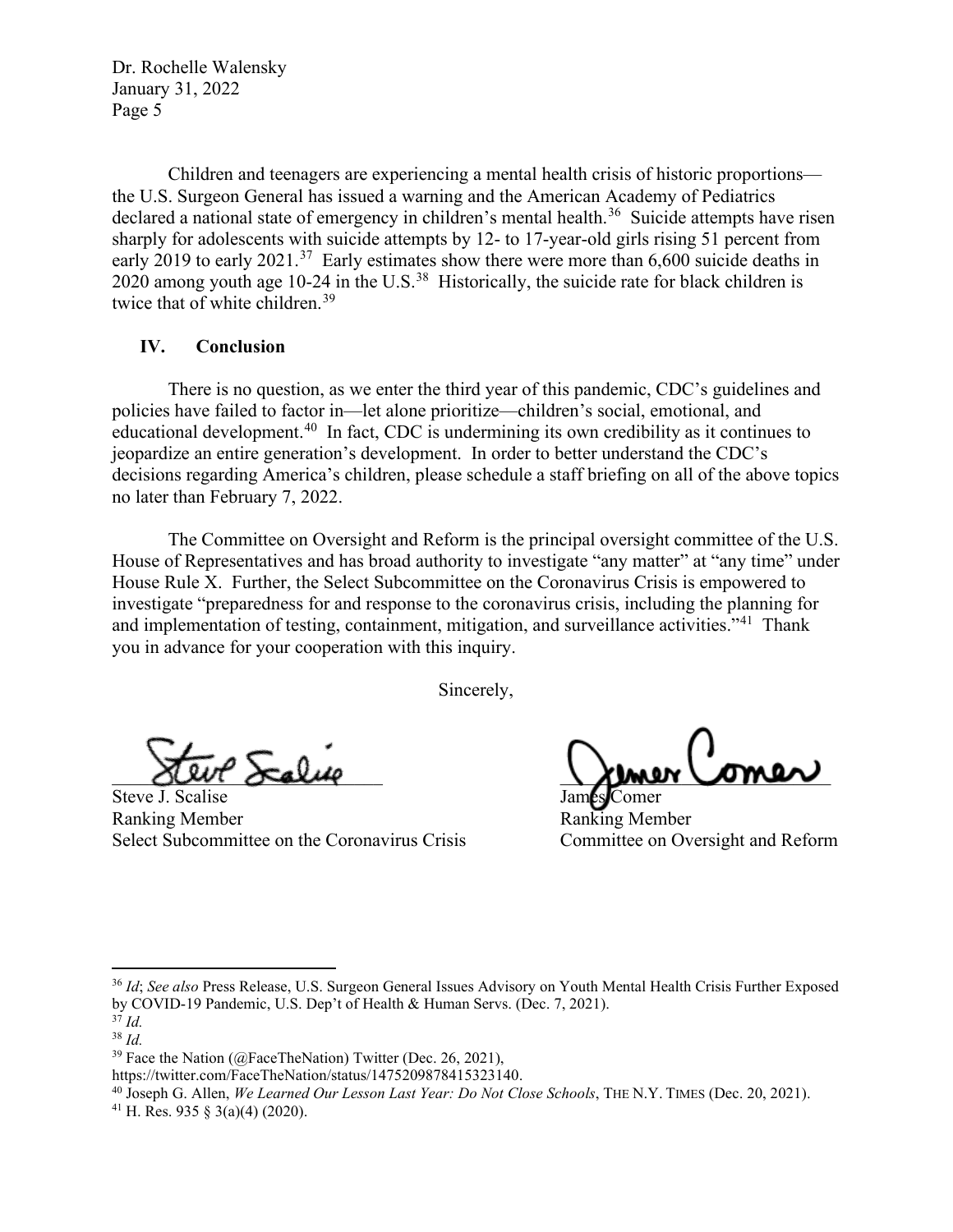Children and teenagers are experiencing a mental health crisis of historic proportions—the U.S. Surgeon General has issued a warning and the American Academy of Pediatrics declared a national state of emergency in children's mental health.[36] Suicide attempts have risen sharply for adolescents with suicide attempts by 12- to 17-year-old girls rising 51 percent from early 2019 to early 2021.[37] Early estimates show there were more than 6,600 suicide deaths in 2020 among youth age 10-24 in the U.S.[38] Historically, the suicide rate for black children is twice that of white children.[39]

## IV. Conclusion

There is no question, as we enter the third year of this pandemic, CDC's guidelines and policies have failed to factor in—let alone prioritize—children's social, emotional, and educational development.[40] In fact, CDC is undermining its own credibility as it continues to jeopardize an entire generation's development. In order to better understand the CDC's decisions regarding America's children, please schedule a staff briefing on all of the above topics no later than February 7, 2022.

The Committee on Oversight and Reform is the principal oversight committee of the U.S. House of Representatives and has broad authority to investigate "any matter" at "any time" under House Rule X. Further, the Select Subcommittee on the Coronavirus Crisis is empowered to investigate "preparedness for and response to the coronavirus crisis, including the planning for and implementation of testing, containment, mitigation, and surveillance activities."[41] Thank you in advance for your cooperation with this inquiry.

Sincerely,

Steve J. Scalise
Ranking Member
Select Subcommittee on the Coronavirus Crisis

James Comer
Ranking Member
Committee on Oversight and Reform

---

[36] *Id*; *See also* Press Release, U.S. Surgeon General Issues Advisory on Youth Mental Health Crisis Further Exposed by COVID-19 Pandemic, U.S. Dep't of Health & Human Servs. (Dec. 7, 2021).

[37] *Id.*

[38] *Id.*

[39] Face the Nation (@FaceTheNation) Twitter (Dec. 26, 2021), https://twitter.com/FaceTheNation/status/1475209878415323140.

[40] Joseph G. Allen, *We Learned Our Lesson Last Year: Do Not Close Schools*, THE N.Y. TIMES (Dec. 20, 2021).

[41] H. Res. 935 § 3(a)(4) (2020).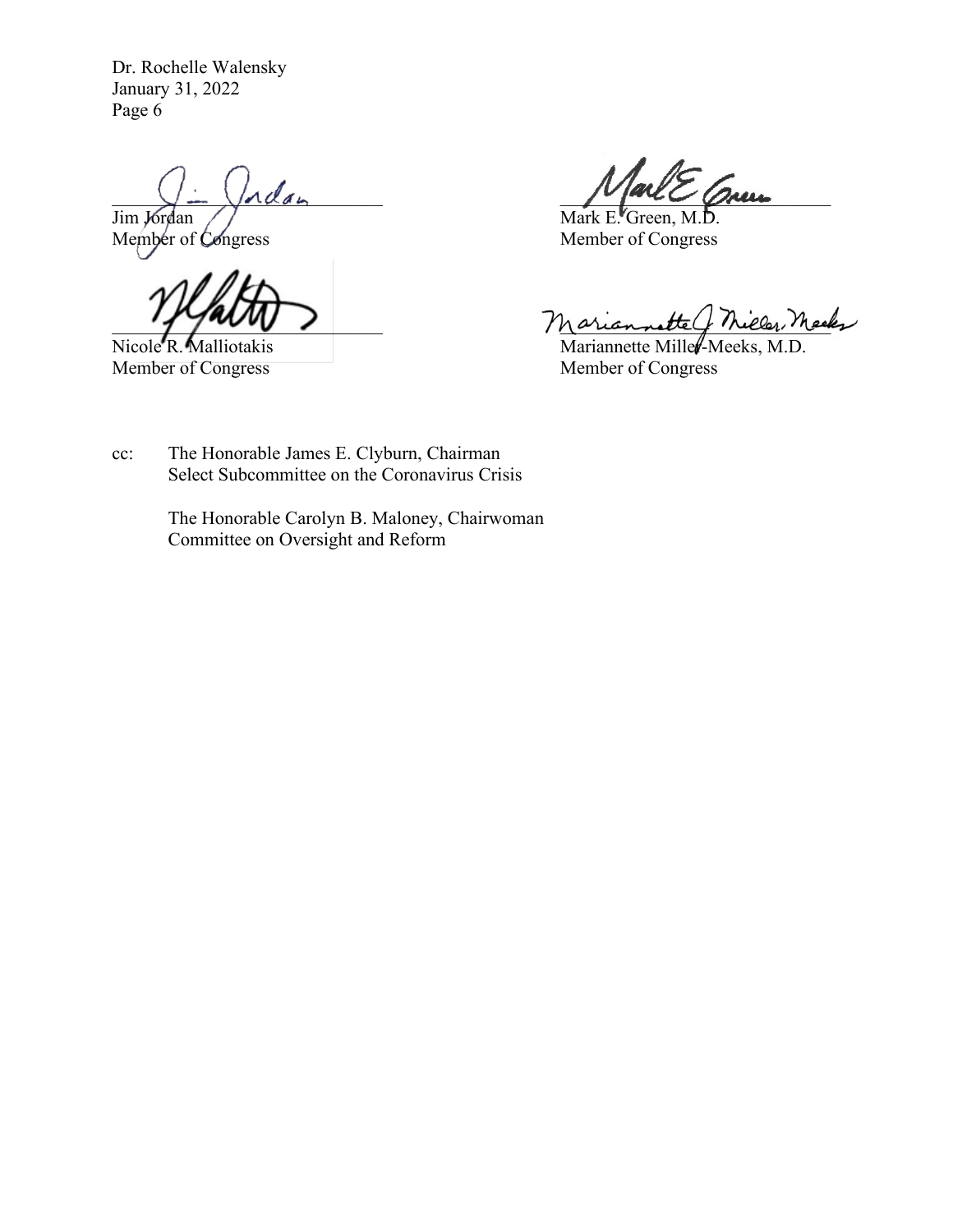Dr. Rochelle Walensky
January 31, 2022
Page 6

Jim Jordan
Member of Congress

Mark E. Green, M.D.
Member of Congress

Nicole R. Malliotakis
Member of Congress

Mariannette Miller-Meeks, M.D.
Member of Congress

cc: The Honorable James E. Clyburn, Chairman
Select Subcommittee on the Coronavirus Crisis

The Honorable Carolyn B. Maloney, Chairwoman
Committee on Oversight and Reform